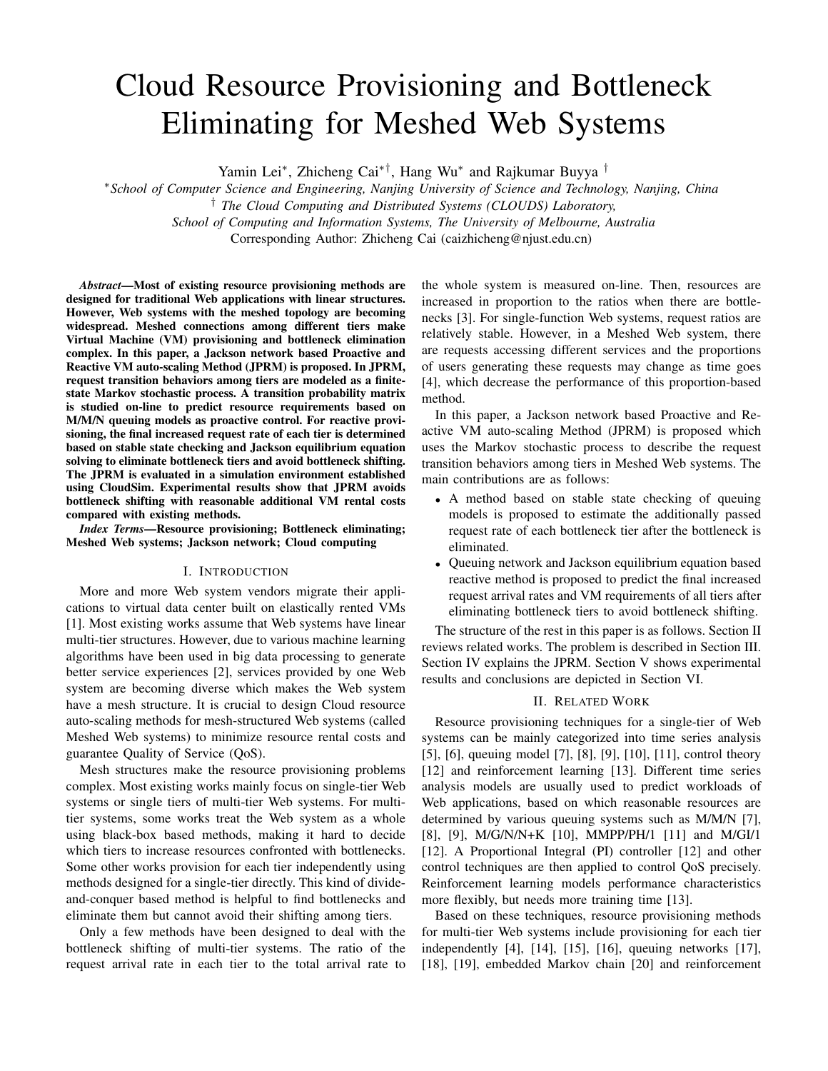# Cloud Resource Provisioning and Bottleneck Eliminating for Meshed Web Systems

Yamin Lei[*], Zhicheng Cai[*†], Hang Wu[*] and Rajkumar Buyya [†]

[*] *School of Computer Science and Engineering, Nanjing University of Science and Technology, Nanjing, China*

[†] *The Cloud Computing and Distributed Systems (CLOUDS) Laboratory,*
*School of Computing and Information Systems, The University of Melbourne, Australia*

Corresponding Author: Zhicheng Cai (caizhicheng@njust.edu.cn)

***Abstract*—Most of existing resource provisioning methods are designed for traditional Web applications with linear structures. However, Web systems with the meshed topology are becoming widespread. Meshed connections among different tiers make Virtual Machine (VM) provisioning and bottleneck elimination complex. In this paper, a Jackson network based Proactive and Reactive VM auto-scaling Method (JPRM) is proposed. In JPRM, request transition behaviors among tiers are modeled as a finite-state Markov stochastic process. A transition probability matrix is studied on-line to predict resource requirements based on M/M/N queuing models as proactive control. For reactive provisioning, the final increased request rate of each tier is determined based on stable state checking and Jackson equilibrium equation solving to eliminate bottleneck tiers and avoid bottleneck shifting. The JPRM is evaluated in a simulation environment established using CloudSim. Experimental results show that JPRM avoids bottleneck shifting with reasonable additional VM rental costs compared with existing methods.**

***Index Terms*—Resource provisioning; Bottleneck eliminating; Meshed Web systems; Jackson network; Cloud computing**

## I. Introduction

More and more Web system vendors migrate their applications to virtual data center built on elastically rented VMs [1]. Most existing works assume that Web systems have linear multi-tier structures. However, due to various machine learning algorithms have been used in big data processing to generate better service experiences [2], services provided by one Web system are becoming diverse which makes the Web system have a mesh structure. It is crucial to design Cloud resource auto-scaling methods for mesh-structured Web systems (called Meshed Web systems) to minimize resource rental costs and guarantee Quality of Service (QoS).

Mesh structures make the resource provisioning problems complex. Most existing works mainly focus on single-tier Web systems or single tiers of multi-tier Web systems. For multi-tier systems, some works treat the Web system as a whole using black-box based methods, making it hard to decide which tiers to increase resources confronted with bottlenecks. Some other works provision for each tier independently using methods designed for a single-tier directly. This kind of divide-and-conquer based method is helpful to find bottlenecks and eliminate them but cannot avoid their shifting among tiers.

Only a few methods have been designed to deal with the bottleneck shifting of multi-tier systems. The ratio of the request arrival rate in each tier to the total arrival rate to the whole system is measured on-line. Then, resources are increased in proportion to the ratios when there are bottlenecks [3]. For single-function Web systems, request ratios are relatively stable. However, in a Meshed Web system, there are requests accessing different services and the proportions of users generating these requests may change as time goes [4], which decrease the performance of this proportion-based method.

In this paper, a Jackson network based Proactive and Reactive VM auto-scaling Method (JPRM) is proposed which uses the Markov stochastic process to describe the request transition behaviors among tiers in Meshed Web systems. The main contributions are as follows:

- A method based on stable state checking of queuing models is proposed to estimate the additionally passed request rate of each bottleneck tier after the bottleneck is eliminated.
- Queuing network and Jackson equilibrium equation based reactive method is proposed to predict the final increased request arrival rates and VM requirements of all tiers after eliminating bottleneck tiers to avoid bottleneck shifting.

The structure of the rest in this paper is as follows. Section II reviews related works. The problem is described in Section III. Section IV explains the JPRM. Section V shows experimental results and conclusions are depicted in Section VI.

## II. Related Work

Resource provisioning techniques for a single-tier of Web systems can be mainly categorized into time series analysis [5], [6], queuing model [7], [8], [9], [10], [11], control theory [12] and reinforcement learning [13]. Different time series analysis models are usually used to predict workloads of Web applications, based on which reasonable resources are determined by various queuing systems such as M/M/N [7], [8], [9], M/G/N/N+K [10], MMPP/PH/1 [11] and M/GI/1 [12]. A Proportional Integral (PI) controller [12] and other control techniques are then applied to control QoS precisely. Reinforcement learning models performance characteristics more flexibly, but needs more training time [13].

Based on these techniques, resource provisioning methods for multi-tier Web systems include provisioning for each tier independently [4], [14], [15], [16], queuing networks [17], [18], [19], embedded Markov chain [20] and reinforcement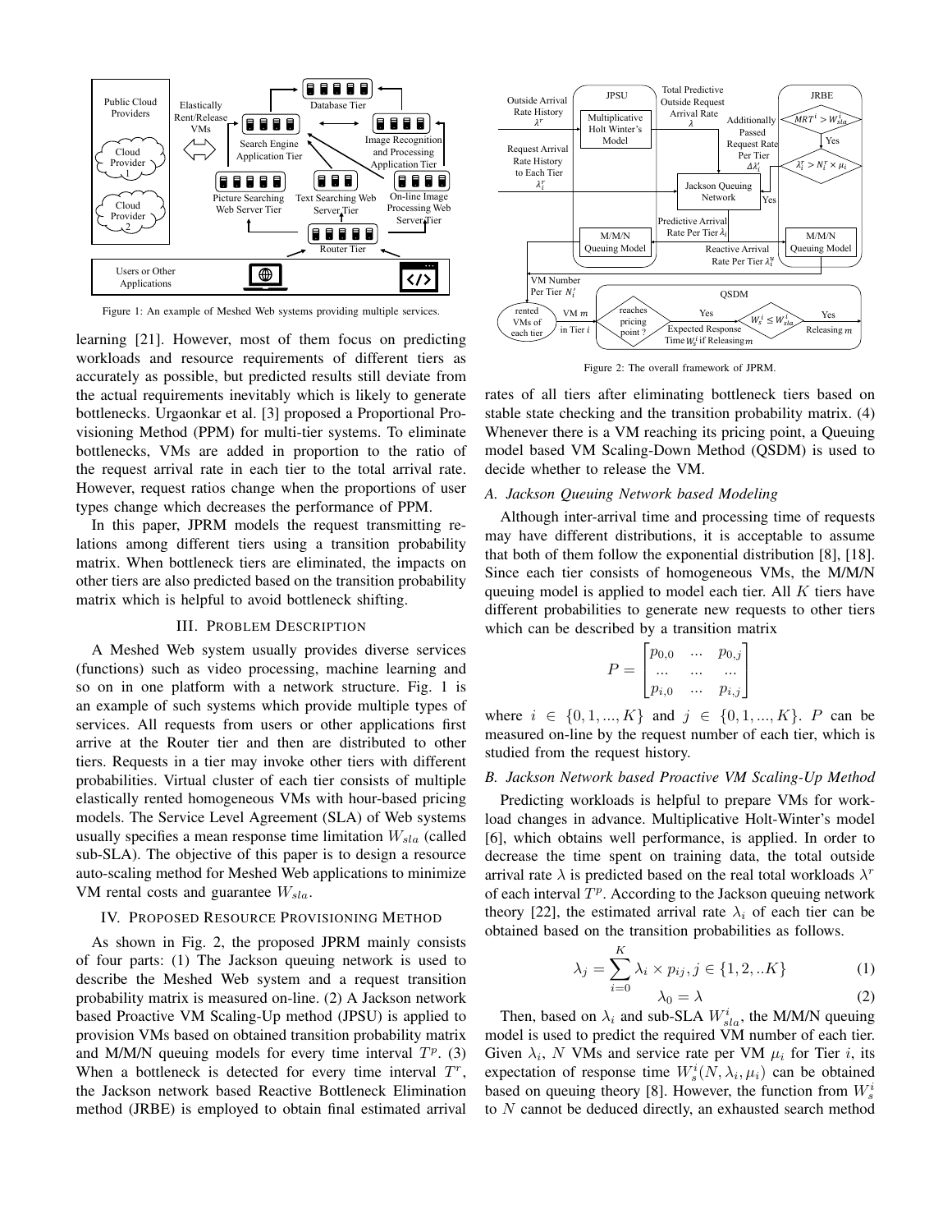Figure 1: An example of Meshed Web systems providing multiple services.

learning [21]. However, most of them focus on predicting workloads and resource requirements of different tiers as accurately as possible, but predicted results still deviate from the actual requirements inevitably which is likely to generate bottlenecks. Urgaonkar et al. [3] proposed a Proportional Provisioning Method (PPM) for multi-tier systems. To eliminate bottlenecks, VMs are added in proportion to the ratio of the request arrival rate in each tier to the total arrival rate. However, request ratios change when the proportions of user types change which decreases the performance of PPM.

In this paper, JPRM models the request transmitting relations among different tiers using a transition probability matrix. When bottleneck tiers are eliminated, the impacts on other tiers are also predicted based on the transition probability matrix which is helpful to avoid bottleneck shifting.

## III. Problem Description

A Meshed Web system usually provides diverse services (functions) such as video processing, machine learning and so on in one platform with a network structure. Fig. 1 is an example of such systems which provide multiple types of services. All requests from users or other applications first arrive at the Router tier and then are distributed to other tiers. Requests in a tier may invoke other tiers with different probabilities. Virtual cluster of each tier consists of multiple elastically rented homogeneous VMs with hour-based pricing models. The Service Level Agreement (SLA) of Web systems usually specifies a mean response time limitation $W_{sla}$ (called sub-SLA). The objective of this paper is to design a resource auto-scaling method for Meshed Web applications to minimize VM rental costs and guarantee $W_{sla}$.

## IV. Proposed Resource Provisioning Method

As shown in Fig. 2, the proposed JPRM mainly consists of four parts: (1) The Jackson queuing network is used to describe the Meshed Web system and a request transition probability matrix is measured on-line. (2) A Jackson network based Proactive VM Scaling-Up method (JPSU) is applied to provision VMs based on obtained transition probability matrix and M/M/N queuing models for every time interval $T^p$. (3) When a bottleneck is detected for every time interval $T^r$, the Jackson network based Reactive Bottleneck Elimination method (JRBE) is employed to obtain final estimated arrival rates of all tiers after eliminating bottleneck tiers based on stable state checking and the transition probability matrix. (4) Whenever there is a VM reaching its pricing point, a Queuing model based VM Scaling-Down Method (QSDM) is used to decide whether to release the VM.

Figure 2: The overall framework of JPRM.

### A. Jackson Queuing Network based Modeling

Although inter-arrival time and processing time of requests may have different distributions, it is acceptable to assume that both of them follow the exponential distribution [8], [18]. Since each tier consists of homogeneous VMs, the M/M/N queuing model is applied to model each tier. All $K$ tiers have different probabilities to generate new requests to other tiers which can be described by a transition matrix

$$P = \begin{bmatrix} p_{0,0} & ... & p_{0,j} \\ ... & ... & ... \\ p_{i,0} & ... & p_{i,j} \end{bmatrix}$$

where $i \in \{0, 1, ..., K\}$ and $j \in \{0, 1, ..., K\}$. $P$ can be measured on-line by the request number of each tier, which is studied from the request history.

### B. Jackson Network based Proactive VM Scaling-Up Method

Predicting workloads is helpful to prepare VMs for workload changes in advance. Multiplicative Holt-Winter's model [6], which obtains well performance, is applied. In order to decrease the time spent on training data, the total outside arrival rate $\lambda$ is predicted based on the real total workloads $\lambda^r$ of each interval $T^p$. According to the Jackson queuing network theory [22], the estimated arrival rate $\lambda_i$ of each tier can be obtained based on the transition probabilities as follows.

$$\lambda_j = \sum_{i=0}^{K} \lambda_i \times p_{ij}, j \in \{1, 2, ..K\} \tag{1}$$

$$\lambda_0 = \lambda \tag{2}$$

Then, based on $\lambda_i$ and sub-SLA $W^i_{sla}$, the M/M/N queuing model is used to predict the required VM number of each tier. Given $\lambda_i$, $N$ VMs and service rate per VM $\mu_i$ for Tier $i$, its expectation of response time $W^i_s(N, \lambda_i, \mu_i)$ can be obtained based on queuing theory [8]. However, the function from $W^i_s$ to $N$ cannot be deduced directly, an exhausted search method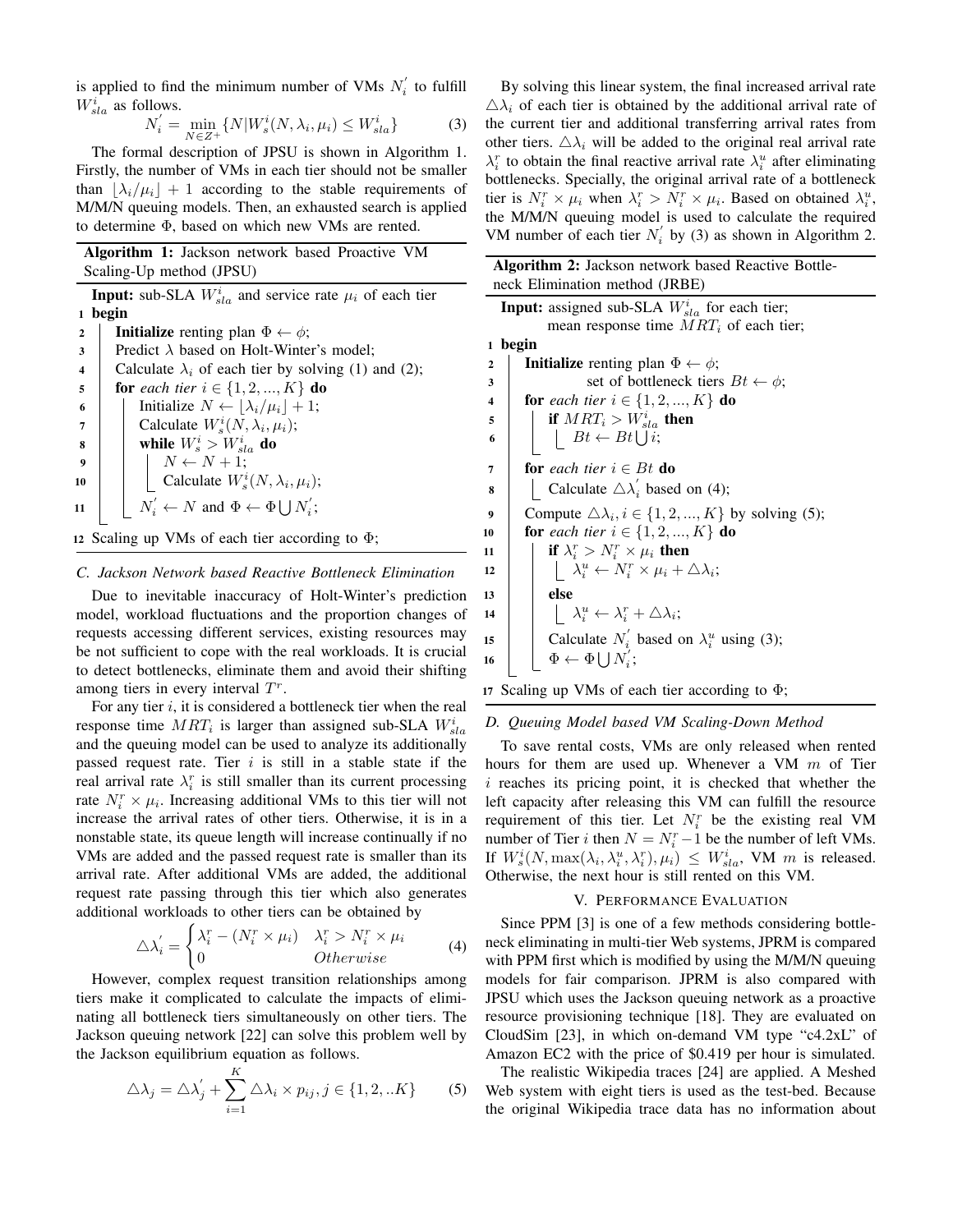is applied to find the minimum number of VMs $N_i^{'}$ to fulfill $W_{sla}^i$ as follows.

$$N_i^{'} = \min_{N \in Z^+} \{N | W_s^i(N, \lambda_i, \mu_i) \leq W_{sla}^i\} \quad (3)$$

The formal description of JPSU is shown in Algorithm 1. Firstly, the number of VMs in each tier should not be smaller than $\lfloor \lambda_i/\mu_i \rfloor + 1$ according to the stable requirements of M/M/N queuing models. Then, an exhausted search is applied to determine $\Phi$, based on which new VMs are rented.

**Algorithm 1:** Jackson network based Proactive VM Scaling-Up method (JPSU)

```
Input: sub-SLA W^i_sla and service rate μ_i of each tier
1  begin
2      Initialize renting plan Φ ← φ;
3      Predict λ based on Holt-Winter's model;
4      Calculate λ_i of each tier by solving (1) and (2);
5      for each tier i ∈ {1, 2, ..., K} do
6          Initialize N ← ⌊λ_i/μ_i⌋ + 1;
7          Calculate W^i_s(N, λ_i, μ_i);
8          while W^i_s > W^i_sla do
9              N ← N + 1;
10             Calculate W^i_s(N, λ_i, μ_i);
11         N'_i ← N and Φ ← Φ ⋃ N'_i;
12 Scaling up VMs of each tier according to Φ;
```

### C. Jackson Network based Reactive Bottleneck Elimination

Due to inevitable inaccuracy of Holt-Winter's prediction model, workload fluctuations and the proportion changes of requests accessing different services, existing resources may be not sufficient to cope with the real workloads. It is crucial to detect bottlenecks, eliminate them and avoid their shifting among tiers in every interval $T^r$.

For any tier $i$, it is considered a bottleneck tier when the real response time $MRT_i$ is larger than assigned sub-SLA $W_{sla}^i$ and the queuing model can be used to analyze its additionally passed request rate. Tier $i$ is still in a stable state if the real arrival rate $\lambda_i^r$ is still smaller than its current processing rate $N_i^r \times \mu_i$. Increasing additional VMs to this tier will not increase the arrival rates of other tiers. Otherwise, it is in a nonstable state, its queue length will increase continually if no VMs are added and the passed request rate is smaller than its arrival rate. After additional VMs are added, the additional request rate passing through this tier which also generates additional workloads to other tiers can be obtained by

$$\triangle\lambda_i^{'} = \begin{cases} \lambda_i^r - (N_i^r \times \mu_i) & \lambda_i^r > N_i^r \times \mu_i \\ 0 & Otherwise \end{cases} \quad (4)$$

However, complex request transition relationships among tiers make it complicated to calculate the impacts of eliminating all bottleneck tiers simultaneously on other tiers. The Jackson queuing network [22] can solve this problem well by the Jackson equilibrium equation as follows.

$$\triangle\lambda_j = \triangle\lambda_j^{'} + \sum_{i=1}^{K} \triangle\lambda_i \times p_{ij}, j \in \{1, 2, ..K\} \quad (5)$$

By solving this linear system, the final increased arrival rate $\triangle\lambda_i$ of each tier is obtained by the additional arrival rate of the current tier and additional transferring arrival rates from other tiers. $\triangle\lambda_i$ will be added to the original real arrival rate $\lambda_i^r$ to obtain the final reactive arrival rate $\lambda_i^u$ after eliminating bottlenecks. Specially, the original arrival rate of a bottleneck tier is $N_i^r \times \mu_i$ when $\lambda_i^r > N_i^r \times \mu_i$. Based on obtained $\lambda_i^u$, the M/M/N queuing model is used to calculate the required VM number of each tier $N_i^{'}$ by (3) as shown in Algorithm 2.

**Algorithm 2:** Jackson network based Reactive Bottleneck Elimination method (JRBE)

```
Input: assigned sub-SLA W^i_sla for each tier;
       mean response time MRT_i of each tier;
1  begin
2      Initialize renting plan Φ ← φ;
3                 set of bottleneck tiers Bt ← φ;
4      for each tier i ∈ {1, 2, ..., K} do
5          if MRT_i > W^i_sla then
6              Bt ← Bt ⋃ i;
7      for each tier i ∈ Bt do
8          Calculate △λ'_i based on (4);
9      Compute △λ_i, i ∈ {1, 2, ..., K} by solving (5);
10     for each tier i ∈ {1, 2, ..., K} do
11         if λ^r_i > N^r_i × μ_i then
12             λ^u_i ← N^r_i × μ_i + △λ_i;
13         else
14             λ^u_i ← λ^r_i + △λ_i;
15         Calculate N'_i based on λ^u_i using (3);
16         Φ ← Φ ⋃ N'_i;
17 Scaling up VMs of each tier according to Φ;
```

### D. Queuing Model based VM Scaling-Down Method

To save rental costs, VMs are only released when rented hours for them are used up. Whenever a VM $m$ of Tier $i$ reaches its pricing point, it is checked that whether the left capacity after releasing this VM can fulfill the resource requirement of this tier. Let $N_i^r$ be the existing real VM number of Tier $i$ then $N = N_i^r - 1$ be the number of left VMs. If $W_s^i(N, \max(\lambda_i, \lambda_i^u, \lambda_i^r), \mu_i) \leq W_{sla}^i$, VM $m$ is released. Otherwise, the next hour is still rented on this VM.

## V. Performance Evaluation

Since PPM [3] is one of a few methods considering bottleneck eliminating in multi-tier Web systems, JPRM is compared with PPM first which is modified by using the M/M/N queuing models for fair comparison. JPRM is also compared with JPSU which uses the Jackson queuing network as a proactive resource provisioning technique [18]. They are evaluated on CloudSim [23], in which on-demand VM type "c4.2xL" of Amazon EC2 with the price of \$0.419 per hour is simulated.

The realistic Wikipedia traces [24] are applied. A Meshed Web system with eight tiers is used as the test-bed. Because the original Wikipedia trace data has no information about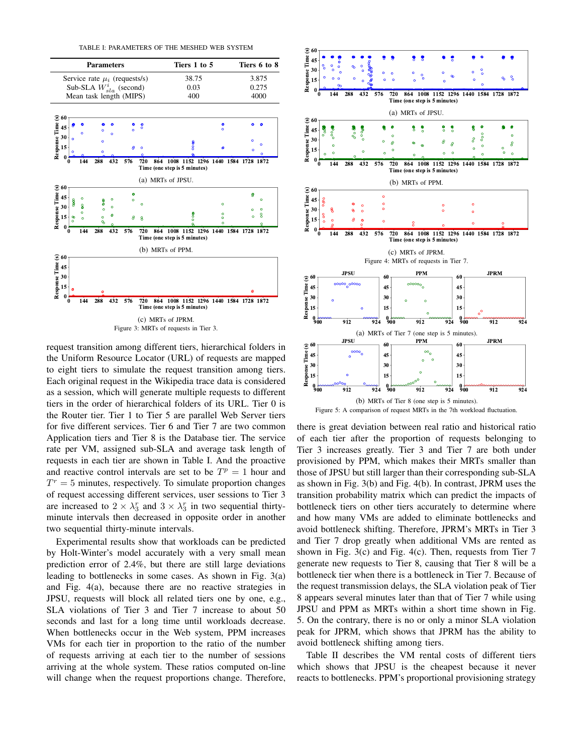TABLE I: PARAMETERS OF THE MESHED WEB SYSTEM

| Parameters | Tiers 1 to 5 | Tiers 6 to 8 |
|---|---|---|
| Service rate $\mu_i$ (requests/s) | 38.75 | 3.875 |
| Sub-SLA $W^i_{sla}$ (second) | 0.03 | 0.275 |
| Mean task length (MIPS) | 400 | 4000 |

(a) MRTs of JPSU.

(b) MRTs of PPM.

(c) MRTs of JPRM.

Figure 3: MRTs of requests in Tier 3.

request transition among different tiers, hierarchical folders in the Uniform Resource Locator (URL) of requests are mapped to eight tiers to simulate the request transition among tiers. Each original request in the Wikipedia trace data is considered as a session, which will generate multiple requests to different tiers in the order of hierarchical folders of its URL. Tier 0 is the Router tier. Tier 1 to Tier 5 are parallel Web Server tiers for five different services. Tier 6 and Tier 7 are two common Application tiers and Tier 8 is the Database tier. The service rate per VM, assigned sub-SLA and average task length of requests in each tier are shown in Table I. And the proactive and reactive control intervals are set to be $T^p = 1$ hour and $T^r = 5$ minutes, respectively. To simulate proportion changes of request accessing different services, user sessions to Tier 3 are increased to $2 \times \lambda^r_3$ and $3 \times \lambda^r_3$ in two sequential thirty-minute intervals then decreased in opposite order in another two sequential thirty-minute intervals.

Experimental results show that workloads can be predicted by Holt-Winter's model accurately with a very small mean prediction error of 2.4%, but there are still large deviations leading to bottlenecks in some cases. As shown in Fig. 3(a) and Fig. 4(a), because there are no reactive strategies in JPSU, requests will block all related tiers one by one, e.g., SLA violations of Tier 3 and Tier 7 increase to about 50 seconds and last for a long time until workloads decrease. When bottlenecks occur in the Web system, PPM increases VMs for each tier in proportion to the ratio of the number of requests arriving at each tier to the number of sessions arriving at the whole system. These ratios computed on-line will change when the request proportions change. Therefore,

(a) MRTs of JPSU.

(b) MRTs of PPM.

(c) MRTs of JPRM.

Figure 4: MRTs of requests in Tier 7.

(a) MRTs of Tier 7 (one step is 5 minutes).

(b) MRTs of Tier 8 (one step is 5 minutes).

Figure 5: A comparison of request MRTs in the 7th workload fluctuation.

there is great deviation between real ratio and historical ratio of each tier after the proportion of requests belonging to Tier 3 increases greatly. Tier 3 and Tier 7 are both under provisioned by PPM, which makes their MRTs smaller than those of JPSU but still larger than their corresponding sub-SLA as shown in Fig. 3(b) and Fig. 4(b). In contrast, JPRM uses the transition probability matrix which can predict the impacts of bottleneck tiers on other tiers accurately to determine where and how many VMs are added to eliminate bottlenecks and avoid bottleneck shifting. Therefore, JPRM's MRTs in Tier 3 and Tier 7 drop greatly when additional VMs are rented as shown in Fig. 3(c) and Fig. 4(c). Then, requests from Tier 7 generate new requests to Tier 8, causing that Tier 8 will be a bottleneck tier when there is a bottleneck in Tier 7. Because of the request transmission delays, the SLA violation peak of Tier 8 appears several minutes later than that of Tier 7 while using JPSU and PPM as MRTs within a short time shown in Fig. 5. On the contrary, there is no or only a minor SLA violation peak for JPRM, which shows that JPRM has the ability to avoid bottleneck shifting among tiers.

Table II describes the VM rental costs of different tiers which shows that JPSU is the cheapest because it never reacts to bottlenecks. PPM's proportional provisioning strategy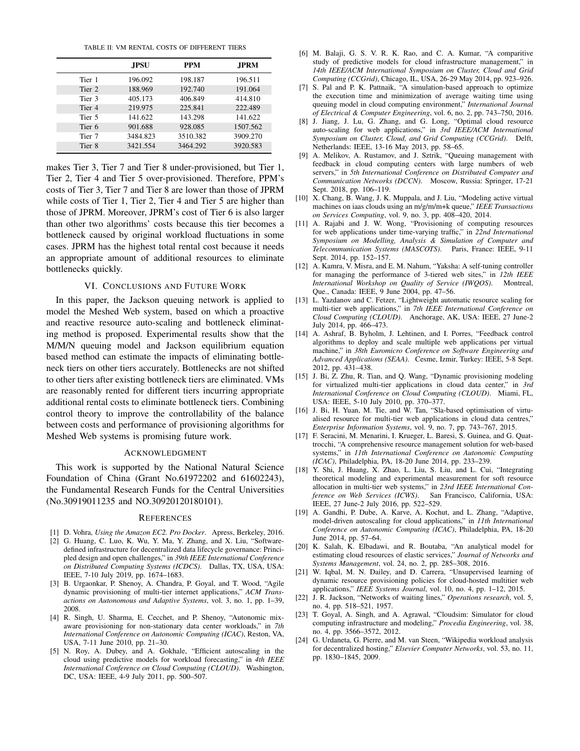TABLE II: VM RENTAL COSTS OF DIFFERENT TIERS

| | JPSU | PPM | JPRM |
|---|---|---|---|
| Tier 1 | 196.092 | 198.187 | 196.511 |
| Tier 2 | 188.969 | 192.740 | 191.064 |
| Tier 3 | 405.173 | 406.849 | 414.810 |
| Tier 4 | 219.975 | 225.841 | 222.489 |
| Tier 5 | 141.622 | 143.298 | 141.622 |
| Tier 6 | 901.688 | 928.085 | 1507.562 |
| Tier 7 | 3484.823 | 3510.382 | 3909.270 |
| Tier 8 | 3421.554 | 3464.292 | 3920.583 |

makes Tier 3, Tier 7 and Tier 8 under-provisioned, but Tier 1, Tier 2, Tier 4 and Tier 5 over-provisioned. Therefore, PPM's costs of Tier 3, Tier 7 and Tier 8 are lower than those of JPRM while costs of Tier 1, Tier 2, Tier 4 and Tier 5 are higher than those of JPRM. Moreover, JPRM's cost of Tier 6 is also larger than other two algorithms' costs because this tier becomes a bottleneck caused by original workload fluctuations in some cases. JPRM has the highest total rental cost because it needs an appropriate amount of additional resources to eliminate bottlenecks quickly.

## VI. Conclusions and Future Work

In this paper, the Jackson queuing network is applied to model the Meshed Web system, based on which a proactive and reactive resource auto-scaling and bottleneck eliminating method is proposed. Experimental results show that the M/M/N queuing model and Jackson equilibrium equation based method can estimate the impacts of eliminating bottleneck tiers on other tiers accurately. Bottlenecks are not shifted to other tiers after existing bottleneck tiers are eliminated. VMs are reasonably rented for different tiers incurring appropriate additional rental costs to eliminate bottleneck tiers. Combining control theory to improve the controllability of the balance between costs and performance of provisioning algorithms for Meshed Web systems is promising future work.

## Acknowledgment

This work is supported by the National Natural Science Foundation of China (Grant No.61972202 and 61602243), the Fundamental Research Funds for the Central Universities (No.30919011235 and NO.30920120180101).

## References

[1] D. Vohra, *Using the Amazon EC2. Pro Docker*. Apress, Berkeley, 2016.

[2] G. Huang, C. Luo, K. Wu, Y. Ma, Y. Zhang, and X. Liu, "Software-defined infrastructure for decentralized data lifecycle governance: Principled design and open challenges," in *39th IEEE International Conference on Distributed Computing Systems (ICDCS)*. Dallas, TX, USA, USA: IEEE, 7-10 July 2019, pp. 1674–1683.

[3] B. Urgaonkar, P. Shenoy, A. Chandra, P. Goyal, and T. Wood, "Agile dynamic provisioning of multi-tier internet applications," *ACM Transactions on Autonomous and Adaptive Systems*, vol. 3, no. 1, pp. 1–39, 2008.

[4] R. Singh, U. Sharma, E. Cecchet, and P. Shenoy, "Autonomic mix-aware provisioning for non-stationary data center workloads," in *7th International Conference on Autonomic Computing (ICAC)*, Reston, VA, USA, 7-11 June 2010, pp. 21–30.

[5] N. Roy, A. Dubey, and A. Gokhale, "Efficient autoscaling in the cloud using predictive models for workload forecasting," in *4th IEEE International Conference on Cloud Computing (CLOUD)*. Washington, DC, USA: IEEE, 4-9 July 2011, pp. 500–507.

[6] M. Balaji, G. S. V. R. K. Rao, and C. A. Kumar, "A comparitive study of predictive models for cloud infrastructure management," in *14th IEEE/ACM International Symposium on Cluster, Cloud and Grid Computing (CCGrid)*, Chicago, IL, USA, 26-29 May 2014, pp. 923–926.

[7] S. Pal and P. K. Pattnaik, "A simulation-based approach to optimize the execution time and minimization of average waiting time using queuing model in cloud computing environment," *International Journal of Electrical & Computer Engineering*, vol. 6, no. 2, pp. 743–750, 2016.

[8] J. Jiang, J. Lu, G. Zhang, and G. Long, "Optimal cloud resource auto-scaling for web applications," in *3rd IEEE/ACM International Symposium on Cluster, Cloud, and Grid Computing (CCGrid)*. Delft, Netherlands: IEEE, 13-16 May 2013, pp. 58–65.

[9] A. Melikov, A. Rustamov, and J. Sztrik, "Queuing management with feedback in cloud computing centers with large numbers of web servers," in *5th International Conference on Distributed Computer and Communication Networks (DCCN)*. Moscow, Russia: Springer, 17-21 Sept. 2018, pp. 106–119.

[10] X. Chang, B. Wang, J. K. Muppala, and J. Liu, "Modeling active virtual machines on iaas clouds using an m/g/m/m+k queue," *IEEE Transactions on Services Computing*, vol. 9, no. 3, pp. 408–420, 2014.

[11] A. Rajabi and J. W. Wong, "Provisioning of computing resources for web applications under time-varying traffic," in *22nd International Symposium on Modelling, Analysis & Simulation of Computer and Telecommunication Systems (MASCOTS)*. Paris, France: IEEE, 9-11 Sept. 2014, pp. 152–157.

[12] A. Kamra, V. Misra, and E. M. Nahum, "Yaksha: A self-tuning controller for managing the performance of 3-tiered web sites," in *12th IEEE International Workshop on Quality of Service (IWQOS)*. Montreal, Que., Canada: IEEE, 9 June 2004, pp. 47–56.

[13] L. Yazdanov and C. Fetzer, "Lightweight automatic resource scaling for multi-tier web applications," in *7th IEEE International Conference on Cloud Computing (CLOUD)*. Anchorage, AK, USA: IEEE, 27 June-2 July 2014, pp. 466–473.

[14] A. Ashraf, B. Byholm, J. Lehtinen, and I. Porres, "Feedback control algorithms to deploy and scale multiple web applications per virtual machine," in *38th Euromicro Conference on Software Engineering and Advanced Applications (SEAA)*. Cesme, Izmir, Turkey: IEEE, 5-8 Sept. 2012, pp. 431–438.

[15] J. Bi, Z. Zhu, R. Tian, and Q. Wang, "Dynamic provisioning modeling for virtualized multi-tier applications in cloud data center," in *3rd International Conference on Cloud Computing (CLOUD)*. Miami, FL, USA: IEEE, 5-10 July 2010, pp. 370–377.

[16] J. Bi, H. Yuan, M. Tie, and W. Tan, "Sla-based optimisation of virtualised resource for multi-tier web applications in cloud data centres," *Enterprise Information Systems*, vol. 9, no. 7, pp. 743–767, 2015.

[17] F. Seracini, M. Menarini, I. Krueger, L. Baresi, S. Guinea, and G. Quattrocchi, "A comprehensive resource management solution for web-based systems," in *11th International Conference on Autonomic Computing (ICAC)*, Philadelphia, PA, 18-20 June 2014, pp. 233–239.

[18] Y. Shi, J. Huang, X. Zhao, L. Liu, S. Liu, and L. Cui, "Integrating theoretical modeling and experimental measurement for soft resource allocation in multi-tier web systems," in *23rd IEEE International Conference on Web Services (ICWS)*. San Francisco, California, USA: IEEE, 27 June-2 July 2016, pp. 522–529.

[19] A. Gandhi, P. Dube, A. Karve, A. Kochut, and L. Zhang, "Adaptive, model-driven autoscaling for cloud applications," in *11th International Conference on Autonomic Computing (ICAC)*, Philadelphia, PA, 18-20 June 2014, pp. 57–64.

[20] K. Salah, K. Elbadawi, and R. Boutaba, "An analytical model for estimating cloud resources of elastic services," *Journal of Networks and Systems Management*, vol. 24, no. 2, pp. 285–308, 2016.

[21] W. Iqbal, M. N. Dailey, and D. Carrera, "Unsupervised learning of dynamic resource provisioning policies for cloud-hosted multitier web applications," *IEEE Systems Journal*, vol. 10, no. 4, pp. 1–12, 2015.

[22] J. R. Jackson, "Networks of waiting lines," *Operations research*, vol. 5, no. 4, pp. 518–521, 1957.

[23] T. Goyal, A. Singh, and A. Agrawal, "Cloudsim: Simulator for cloud computing infrastructure and modeling," *Procedia Engineering*, vol. 38, no. 4, pp. 3566–3572, 2012.

[24] G. Urdaneta, G. Pierre, and M. van Steen, "Wikipedia workload analysis for decentralized hosting," *Elsevier Computer Networks*, vol. 53, no. 11, pp. 1830–1845, 2009.